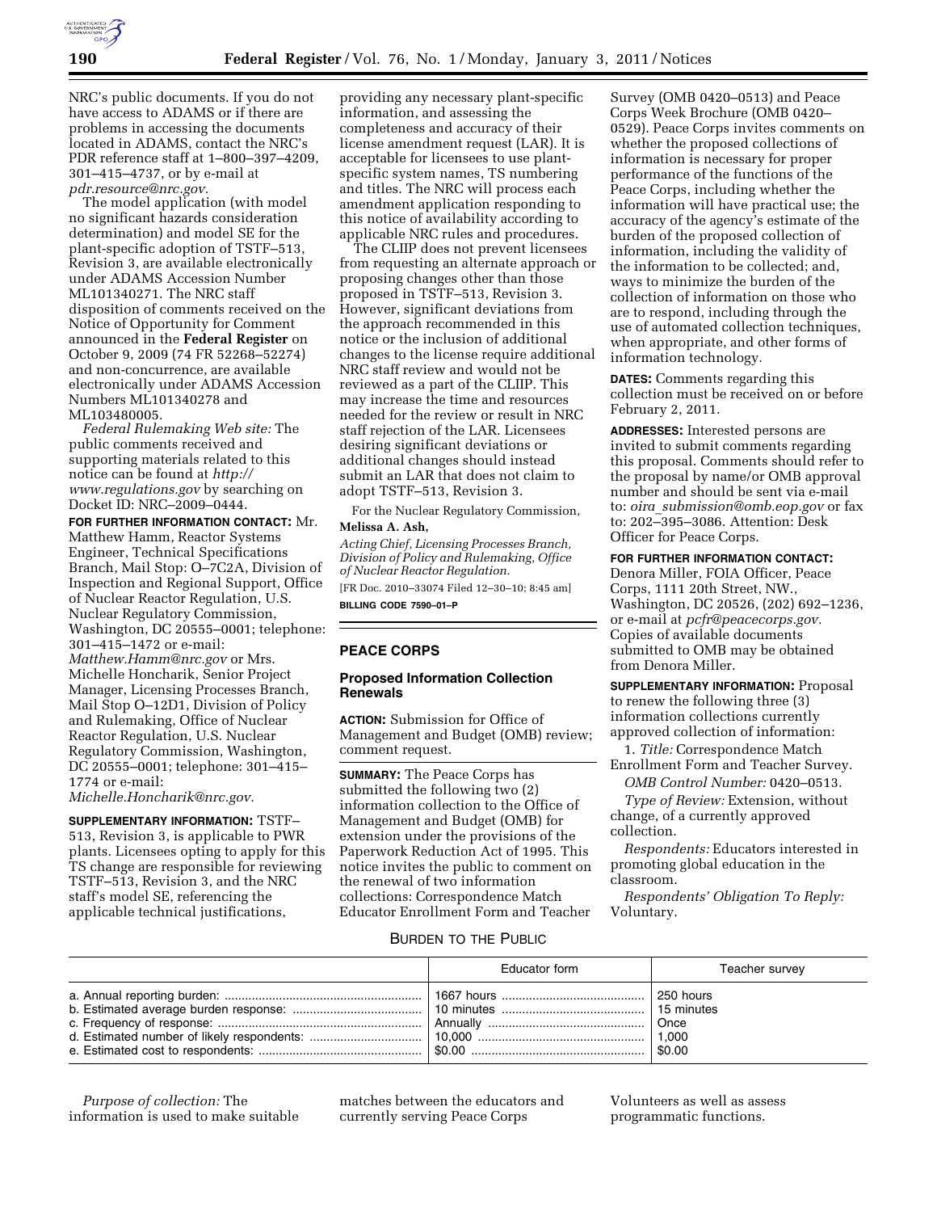NRC's public documents. If you do not have access to ADAMS or if there are problems in accessing the documents located in ADAMS, contact the NRC's PDR reference staff at 1–800–397–4209, 301–415–4737, or by e-mail at *pdr.resource@nrc.gov.*

The model application (with model no significant hazards consideration determination) and model SE for the plant-specific adoption of TSTF–513, Revision 3, are available electronically under ADAMS Accession Number ML101340271. The NRC staff disposition of comments received on the Notice of Opportunity for Comment announced in the **Federal Register** on October 9, 2009 (74 FR 52268–52274) and non-concurrence, are available electronically under ADAMS Accession Numbers ML101340278 and ML103480005.

*Federal Rulemaking Web site:* The public comments received and supporting materials related to this notice can be found at *http://www.regulations.gov* by searching on Docket ID: NRC–2009–0444.

**FOR FURTHER INFORMATION CONTACT:** Mr. Matthew Hamm, Reactor Systems Engineer, Technical Specifications Branch, Mail Stop: O–7C2A, Division of Inspection and Regional Support, Office of Nuclear Reactor Regulation, U.S. Nuclear Regulatory Commission, Washington, DC 20555–0001; telephone: 301–415–1472 or e-mail: *Matthew.Hamm@nrc.gov* or Mrs. Michelle Honcharik, Senior Project Manager, Licensing Processes Branch, Mail Stop O–12D1, Division of Policy and Rulemaking, Office of Nuclear Reactor Regulation, U.S. Nuclear Regulatory Commission, Washington, DC 20555–0001; telephone: 301–415–1774 or e-mail: *Michelle.Honcharik@nrc.gov.*

**SUPPLEMENTARY INFORMATION:** TSTF–513, Revision 3, is applicable to PWR plants. Licensees opting to apply for this TS change are responsible for reviewing TSTF–513, Revision 3, and the NRC staff's model SE, referencing the applicable technical justifications, providing any necessary plant-specific information, and assessing the completeness and accuracy of their license amendment request (LAR). It is acceptable for licensees to use plant-specific system names, TS numbering and titles. The NRC will process each amendment application responding to this notice of availability according to applicable NRC rules and procedures.

The CLIIP does not prevent licensees from requesting an alternate approach or proposing changes other than those proposed in TSTF–513, Revision 3. However, significant deviations from the approach recommended in this notice or the inclusion of additional changes to the license require additional NRC staff review and would not be reviewed as a part of the CLIIP. This may increase the time and resources needed for the review or result in NRC staff rejection of the LAR. Licensees desiring significant deviations or additional changes should instead submit an LAR that does not claim to adopt TSTF–513, Revision 3.

For the Nuclear Regulatory Commission,

**Melissa A. Ash,**

*Acting Chief, Licensing Processes Branch, Division of Policy and Rulemaking, Office of Nuclear Reactor Regulation.*

[FR Doc. 2010–33074 Filed 12–30–10; 8:45 am]

**BILLING CODE 7590–01–P**

## PEACE CORPS

### Proposed Information Collection Renewals

**ACTION:** Submission for Office of Management and Budget (OMB) review; comment request.

**SUMMARY:** The Peace Corps has submitted the following two (2) information collection to the Office of Management and Budget (OMB) for extension under the provisions of the Paperwork Reduction Act of 1995. This notice invites the public to comment on the renewal of two information collections: Correspondence Match Educator Enrollment Form and Teacher Survey (OMB 0420–0513) and Peace Corps Week Brochure (OMB 0420–0529). Peace Corps invites comments on whether the proposed collections of information is necessary for proper performance of the functions of the Peace Corps, including whether the information will have practical use; the accuracy of the agency's estimate of the burden of the proposed collection of information, including the validity of the information to be collected; and, ways to minimize the burden of the collection of information on those who are to respond, including through the use of automated collection techniques, when appropriate, and other forms of information technology.

**DATES:** Comments regarding this collection must be received on or before February 2, 2011.

**ADDRESSES:** Interested persons are invited to submit comments regarding this proposal. Comments should refer to the proposal by name/or OMB approval number and should be sent via e-mail to: *oira_submission@omb.eop.gov* or fax to: 202–395–3086. Attention: Desk Officer for Peace Corps.

**FOR FURTHER INFORMATION CONTACT:** Denora Miller, FOIA Officer, Peace Corps, 1111 20th Street, NW., Washington, DC 20526, (202) 692–1236, or e-mail at *pcfr@peacecorps.gov.* Copies of available documents submitted to OMB may be obtained from Denora Miller.

**SUPPLEMENTARY INFORMATION:** Proposal to renew the following three (3) information collections currently approved collection of information:

1. *Title:* Correspondence Match Enrollment Form and Teacher Survey.

*OMB Control Number:* 0420–0513.

*Type of Review:* Extension, without change, of a currently approved collection.

*Respondents:* Educators interested in promoting global education in the classroom.

*Respondents' Obligation To Reply:* Voluntary.

BURDEN TO THE PUBLIC

| | Educator form | Teacher survey |
|---|---|---|
| a. Annual reporting burden: | 1667 hours | 250 hours |
| b. Estimated average burden response: | 10 minutes | 15 minutes |
| c. Frequency of response: | Annually | Once |
| d. Estimated number of likely respondents: | 10,000 | 1,000 |
| e. Estimated cost to respondents: | $0.00 | $0.00 |

*Purpose of collection:* The information is used to make suitable matches between the educators and currently serving Peace Corps Volunteers as well as assess programmatic functions.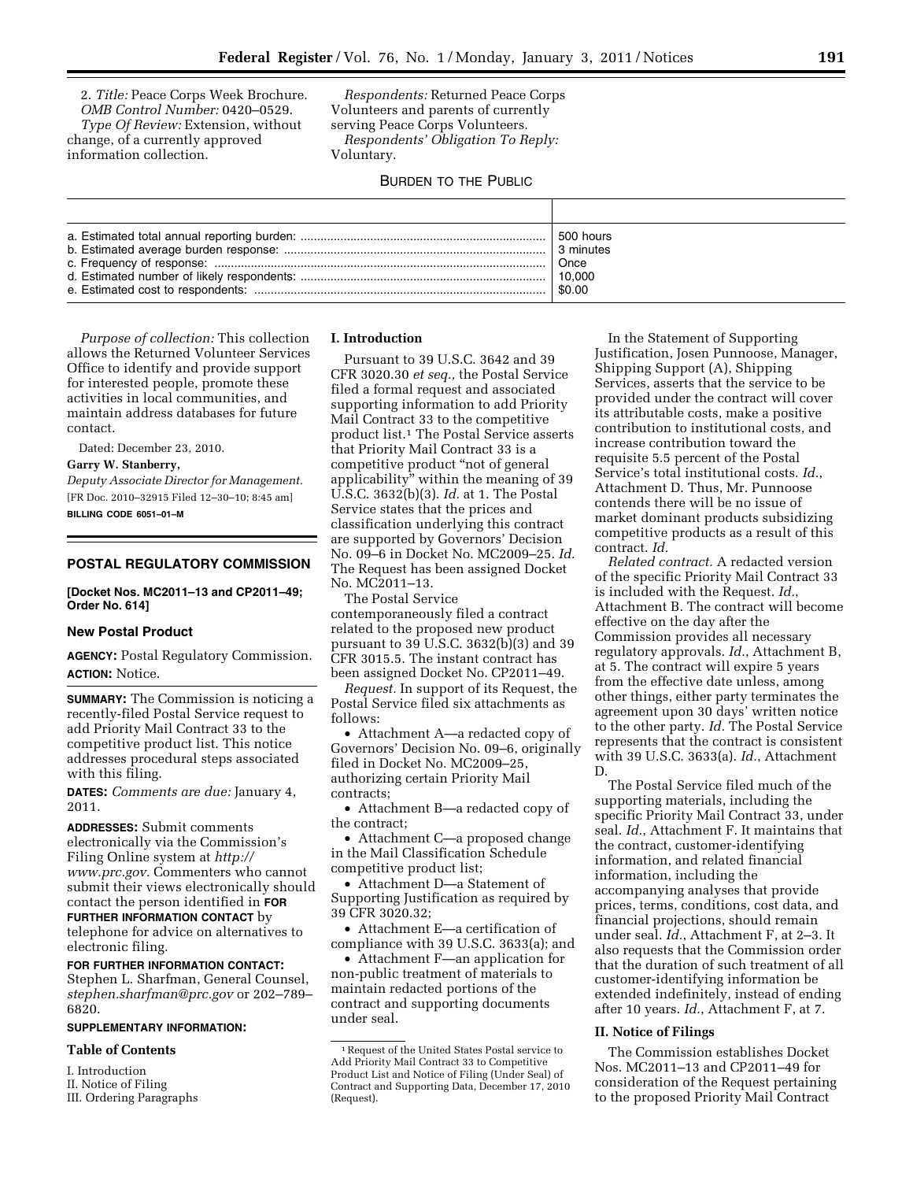2. *Title:* Peace Corps Week Brochure.

*OMB Control Number:* 0420–0529.

*Type Of Review:* Extension, without change, of a currently approved information collection.

*Respondents:* Returned Peace Corps Volunteers and parents of currently serving Peace Corps Volunteers.

*Respondents' Obligation To Reply:* Voluntary.

BURDEN TO THE PUBLIC

| | |
|---|---|
| a. Estimated total annual reporting burden: | 500 hours |
| b. Estimated average burden response: | 3 minutes |
| c. Frequency of response: | Once |
| d. Estimated number of likely respondents: | 10,000 |
| e. Estimated cost to respondents: | $0.00 |

*Purpose of collection:* This collection allows the Returned Volunteer Services Office to identify and provide support for interested people, promote these activities in local communities, and maintain address databases for future contact.

Dated: December 23, 2010.

**Garry W. Stanberry,**

*Deputy Associate Director for Management.*

[FR Doc. 2010–32915 Filed 12–30–10; 8:45 am]

**BILLING CODE 6051–01–M**

## POSTAL REGULATORY COMMISSION

**[Docket Nos. MC2011–13 and CP2011–49; Order No. 614]**

### New Postal Product

**AGENCY:** Postal Regulatory Commission.

**ACTION:** Notice.

**SUMMARY:** The Commission is noticing a recently-filed Postal Service request to add Priority Mail Contract 33 to the competitive product list. This notice addresses procedural steps associated with this filing.

**DATES:** *Comments are due:* January 4, 2011.

**ADDRESSES:** Submit comments electronically via the Commission's Filing Online system at *http://www.prc.gov.* Commenters who cannot submit their views electronically should contact the person identified in **FOR FURTHER INFORMATION CONTACT** by telephone for advice on alternatives to electronic filing.

**FOR FURTHER INFORMATION CONTACT:** Stephen L. Sharfman, General Counsel, *stephen.sharfman@prc.gov* or 202–789–6820.

**SUPPLEMENTARY INFORMATION:**

**Table of Contents**

I. Introduction
II. Notice of Filing
III. Ordering Paragraphs

**I. Introduction**

Pursuant to 39 U.S.C. 3642 and 39 CFR 3020.30 *et seq.,* the Postal Service filed a formal request and associated supporting information to add Priority Mail Contract 33 to the competitive product list.[1] The Postal Service asserts that Priority Mail Contract 33 is a competitive product "not of general applicability" within the meaning of 39 U.S.C. 3632(b)(3). *Id.* at 1. The Postal Service states that the prices and classification underlying this contract are supported by Governors' Decision No. 09–6 in Docket No. MC2009–25. *Id.* The Request has been assigned Docket No. MC2011–13.

The Postal Service contemporaneously filed a contract related to the proposed new product pursuant to 39 U.S.C. 3632(b)(3) and 39 CFR 3015.5. The instant contract has been assigned Docket No. CP2011–49.

*Request.* In support of its Request, the Postal Service filed six attachments as follows:

- Attachment A—a redacted copy of Governors' Decision No. 09–6, originally filed in Docket No. MC2009–25, authorizing certain Priority Mail contracts;
- Attachment B—a redacted copy of the contract;
- Attachment C—a proposed change in the Mail Classification Schedule competitive product list;
- Attachment D—a Statement of Supporting Justification as required by 39 CFR 3020.32;
- Attachment E—a certification of compliance with 39 U.S.C. 3633(a); and
- Attachment F—an application for non-public treatment of materials to maintain redacted portions of the contract and supporting documents under seal.

[1] Request of the United States Postal service to Add Priority Mail Contract 33 to Competitive Product List and Notice of Filing (Under Seal) of Contract and Supporting Data, December 17, 2010 (Request).

In the Statement of Supporting Justification, Josen Punnoose, Manager, Shipping Support (A), Shipping Services, asserts that the service to be provided under the contract will cover its attributable costs, make a positive contribution to institutional costs, and increase contribution toward the requisite 5.5 percent of the Postal Service's total institutional costs. *Id.*, Attachment D. Thus, Mr. Punnoose contends there will be no issue of market dominant products subsidizing competitive products as a result of this contract. *Id.*

*Related contract.* A redacted version of the specific Priority Mail Contract 33 is included with the Request. *Id.*, Attachment B. The contract will become effective on the day after the Commission provides all necessary regulatory approvals. *Id.*, Attachment B, at 5. The contract will expire 5 years from the effective date unless, among other things, either party terminates the agreement upon 30 days' written notice to the other party. *Id.* The Postal Service represents that the contract is consistent with 39 U.S.C. 3633(a). *Id.*, Attachment D.

The Postal Service filed much of the supporting materials, including the specific Priority Mail Contract 33, under seal. *Id.,* Attachment F. It maintains that the contract, customer-identifying information, and related financial information, including the accompanying analyses that provide prices, terms, conditions, cost data, and financial projections, should remain under seal. *Id.*, Attachment F, at 2–3. It also requests that the Commission order that the duration of such treatment of all customer-identifying information be extended indefinitely, instead of ending after 10 years. *Id.*, Attachment F, at 7.

**II. Notice of Filings**

The Commission establishes Docket Nos. MC2011–13 and CP2011–49 for consideration of the Request pertaining to the proposed Priority Mail Contract